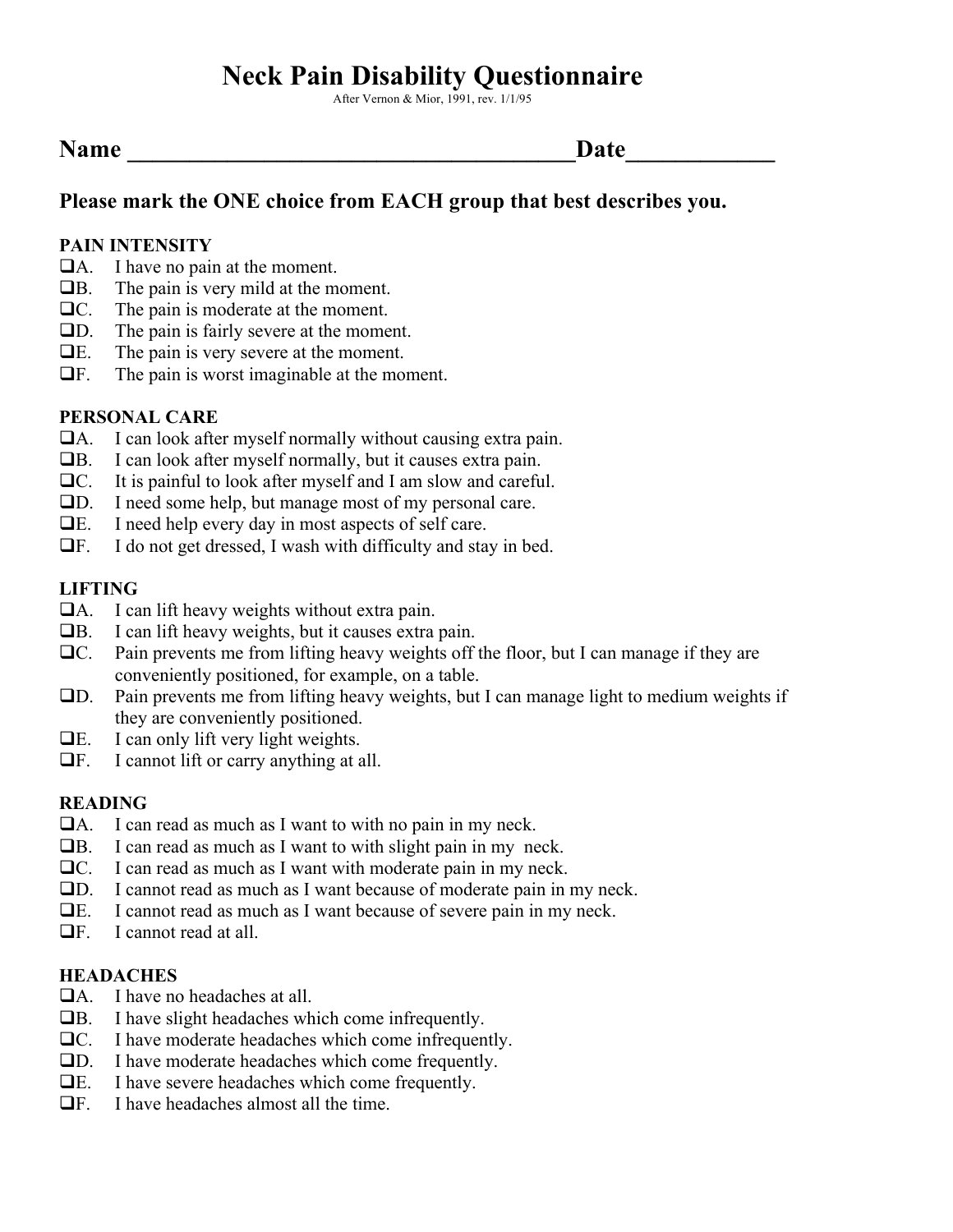# Neck Pain Disability Questionnaire

After Vernon & Mior, 1991, rev. 1/1/95

**Name \_\_\_\_\_\_\_\_\_\_\_\_\_\_\_\_\_\_\_\_\_\_\_\_\_\_\_\_\_\_\_\_\_\_\_\_\_\_Date\_\_\_\_\_\_\_\_\_\_\_\_**

**Please mark the ONE choice from EACH group that best describes you.**

**PAIN INTENSITY**

- ❑A. I have no pain at the moment.
- ❑B. The pain is very mild at the moment.
- ❑C. The pain is moderate at the moment.
- ❑D. The pain is fairly severe at the moment.
- ❑E. The pain is very severe at the moment.
- ❑F. The pain is worst imaginable at the moment.

**PERSONAL CARE**

- ❑A. I can look after myself normally without causing extra pain.
- ❑B. I can look after myself normally, but it causes extra pain.
- ❑C. It is painful to look after myself and I am slow and careful.
- ❑D. I need some help, but manage most of my personal care.
- ❑E. I need help every day in most aspects of self care.
- ❑F. I do not get dressed, I wash with difficulty and stay in bed.

**LIFTING**

- ❑A. I can lift heavy weights without extra pain.
- ❑B. I can lift heavy weights, but it causes extra pain.
- ❑C. Pain prevents me from lifting heavy weights off the floor, but I can manage if they are conveniently positioned, for example, on a table.
- ❑D. Pain prevents me from lifting heavy weights, but I can manage light to medium weights if they are conveniently positioned.
- ❑E. I can only lift very light weights.
- ❑F. I cannot lift or carry anything at all.

**READING**

- ❑A. I can read as much as I want to with no pain in my neck.
- ❑B. I can read as much as I want to with slight pain in my neck.
- ❑C. I can read as much as I want with moderate pain in my neck.
- ❑D. I cannot read as much as I want because of moderate pain in my neck.
- ❑E. I cannot read as much as I want because of severe pain in my neck.
- ❑F. I cannot read at all.

**HEADACHES**

- ❑A. I have no headaches at all.
- ❑B. I have slight headaches which come infrequently.
- ❑C. I have moderate headaches which come infrequently.
- ❑D. I have moderate headaches which come frequently.
- ❑E. I have severe headaches which come frequently.
- ❑F. I have headaches almost all the time.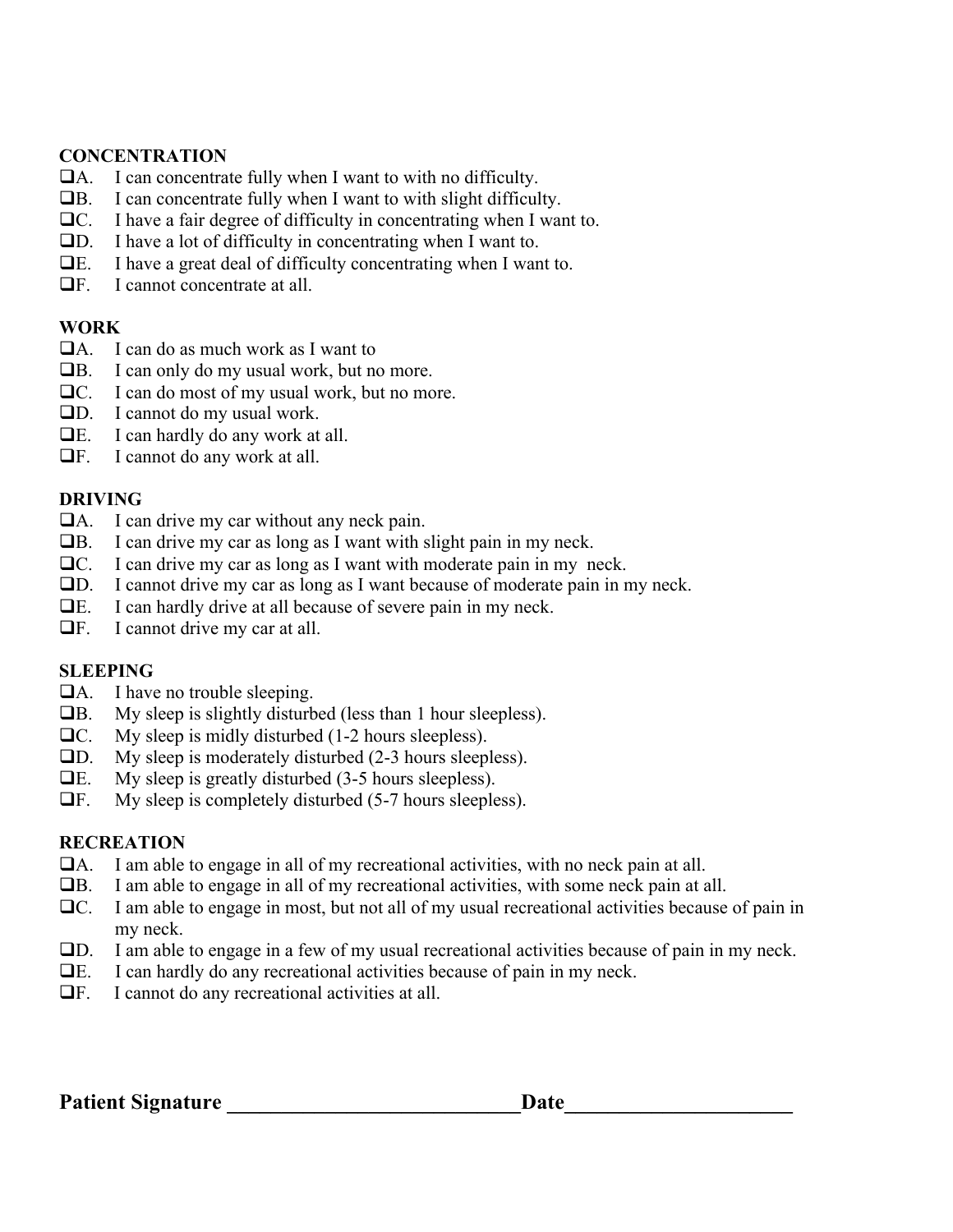**CONCENTRATION**

- ❑A. I can concentrate fully when I want to with no difficulty.
- ❑B. I can concentrate fully when I want to with slight difficulty.
- ❑C. I have a fair degree of difficulty in concentrating when I want to.
- ❑D. I have a lot of difficulty in concentrating when I want to.
- ❑E. I have a great deal of difficulty concentrating when I want to.
- ❑F. I cannot concentrate at all.

**WORK**

- ❑A. I can do as much work as I want to
- ❑B. I can only do my usual work, but no more.
- ❑C. I can do most of my usual work, but no more.
- ❑D. I cannot do my usual work.
- ❑E. I can hardly do any work at all.
- ❑F. I cannot do any work at all.

**DRIVING**

- ❑A. I can drive my car without any neck pain.
- ❑B. I can drive my car as long as I want with slight pain in my neck.
- ❑C. I can drive my car as long as I want with moderate pain in my neck.
- ❑D. I cannot drive my car as long as I want because of moderate pain in my neck.
- ❑E. I can hardly drive at all because of severe pain in my neck.
- ❑F. I cannot drive my car at all.

**SLEEPING**

- ❑A. I have no trouble sleeping.
- ❑B. My sleep is slightly disturbed (less than 1 hour sleepless).
- ❑C. My sleep is midly disturbed (1-2 hours sleepless).
- ❑D. My sleep is moderately disturbed (2-3 hours sleepless).
- ❑E. My sleep is greatly disturbed (3-5 hours sleepless).
- ❑F. My sleep is completely disturbed (5-7 hours sleepless).

**RECREATION**

- ❑A. I am able to engage in all of my recreational activities, with no neck pain at all.
- ❑B. I am able to engage in all of my recreational activities, with some neck pain at all.
- ❑C. I am able to engage in most, but not all of my usual recreational activities because of pain in my neck.
- ❑D. I am able to engage in a few of my usual recreational activities because of pain in my neck.
- ❑E. I can hardly do any recreational activities because of pain in my neck.
- ❑F. I cannot do any recreational activities at all.

**Patient Signature \_\_\_\_\_\_\_\_\_\_\_\_\_\_\_\_\_\_\_\_\_\_\_\_\_\_\_\_ Date\_\_\_\_\_\_\_\_\_\_\_\_\_\_\_\_\_\_\_\_\_\_**